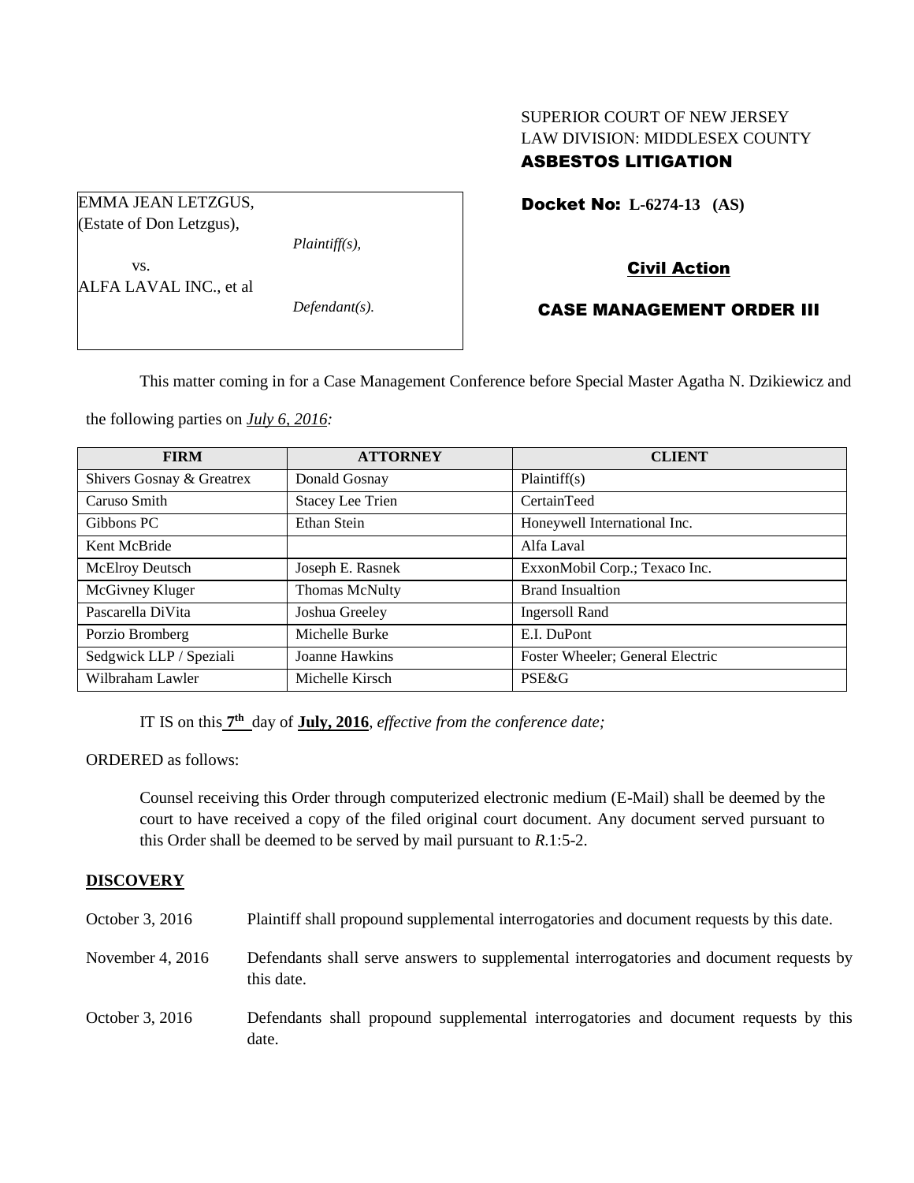SUPERIOR COURT OF NEW JERSEY
LAW DIVISION: MIDDLESEX COUNTY
**ASBESTOS LITIGATION**

EMMA JEAN LETZGUS,
(Estate of Don Letzgus),

*Plaintiff(s),*

vs.

ALFA LAVAL INC., et al

*Defendant(s).*

**Docket No: L-6274-13 (AS)**

**Civil Action**

**CASE MANAGEMENT ORDER III**

This matter coming in for a Case Management Conference before Special Master Agatha N. Dzikiewicz and the following parties on *July 6, 2016:*

| FIRM | ATTORNEY | CLIENT |
|---|---|---|
| Shivers Gosnay & Greatrex | Donald Gosnay | Plaintiff(s) |
| Caruso Smith | Stacey Lee Trien | CertainTeed |
| Gibbons PC | Ethan Stein | Honeywell International Inc. |
| Kent McBride | | Alfa Laval |
| McElroy Deutsch | Joseph E. Rasnek | ExxonMobil Corp.; Texaco Inc. |
| McGivney Kluger | Thomas McNulty | Brand Insualtion |
| Pascarella DiVita | Joshua Greeley | Ingersoll Rand |
| Porzio Bromberg | Michelle Burke | E.I. DuPont |
| Sedgwick LLP / Speziali | Joanne Hawkins | Foster Wheeler; General Electric |
| Wilbraham Lawler | Michelle Kirsch | PSE&G |

IT IS on this **7th** day of **July, 2016**, *effective from the conference date;*

ORDERED as follows:

Counsel receiving this Order through computerized electronic medium (E-Mail) shall be deemed by the court to have received a copy of the filed original court document. Any document served pursuant to this Order shall be deemed to be served by mail pursuant to *R.*1:5-2.

**DISCOVERY**

October 3, 2016 — Plaintiff shall propound supplemental interrogatories and document requests by this date.

November 4, 2016 — Defendants shall serve answers to supplemental interrogatories and document requests by this date.

October 3, 2016 — Defendants shall propound supplemental interrogatories and document requests by this date.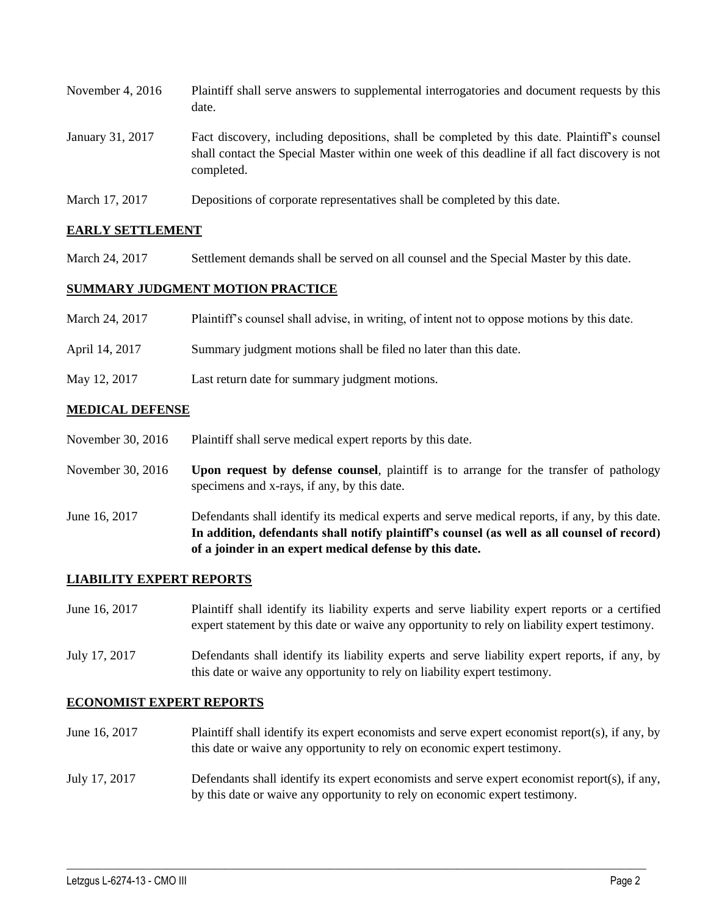| | |
|---|---|
| November 4, 2016 | Plaintiff shall serve answers to supplemental interrogatories and document requests by this date. |
| January 31, 2017 | Fact discovery, including depositions, shall be completed by this date. Plaintiff's counsel shall contact the Special Master within one week of this deadline if all fact discovery is not completed. |
| March 17, 2017 | Depositions of corporate representatives shall be completed by this date. |

## EARLY SETTLEMENT

| | |
|---|---|
| March 24, 2017 | Settlement demands shall be served on all counsel and the Special Master by this date. |

## SUMMARY JUDGMENT MOTION PRACTICE

| | |
|---|---|
| March 24, 2017 | Plaintiff's counsel shall advise, in writing, of intent not to oppose motions by this date. |
| April 14, 2017 | Summary judgment motions shall be filed no later than this date. |
| May 12, 2017 | Last return date for summary judgment motions. |

## MEDICAL DEFENSE

| | |
|---|---|
| November 30, 2016 | Plaintiff shall serve medical expert reports by this date. |
| November 30, 2016 | **Upon request by defense counsel**, plaintiff is to arrange for the transfer of pathology specimens and x-rays, if any, by this date. |
| June 16, 2017 | Defendants shall identify its medical experts and serve medical reports, if any, by this date. **In addition, defendants shall notify plaintiff's counsel (as well as all counsel of record) of a joinder in an expert medical defense by this date.** |

## LIABILITY EXPERT REPORTS

| | |
|---|---|
| June 16, 2017 | Plaintiff shall identify its liability experts and serve liability expert reports or a certified expert statement by this date or waive any opportunity to rely on liability expert testimony. |
| July 17, 2017 | Defendants shall identify its liability experts and serve liability expert reports, if any, by this date or waive any opportunity to rely on liability expert testimony. |

## ECONOMIST EXPERT REPORTS

| | |
|---|---|
| June 16, 2017 | Plaintiff shall identify its expert economists and serve expert economist report(s), if any, by this date or waive any opportunity to rely on economic expert testimony. |
| July 17, 2017 | Defendants shall identify its expert economists and serve expert economist report(s), if any, by this date or waive any opportunity to rely on economic expert testimony. |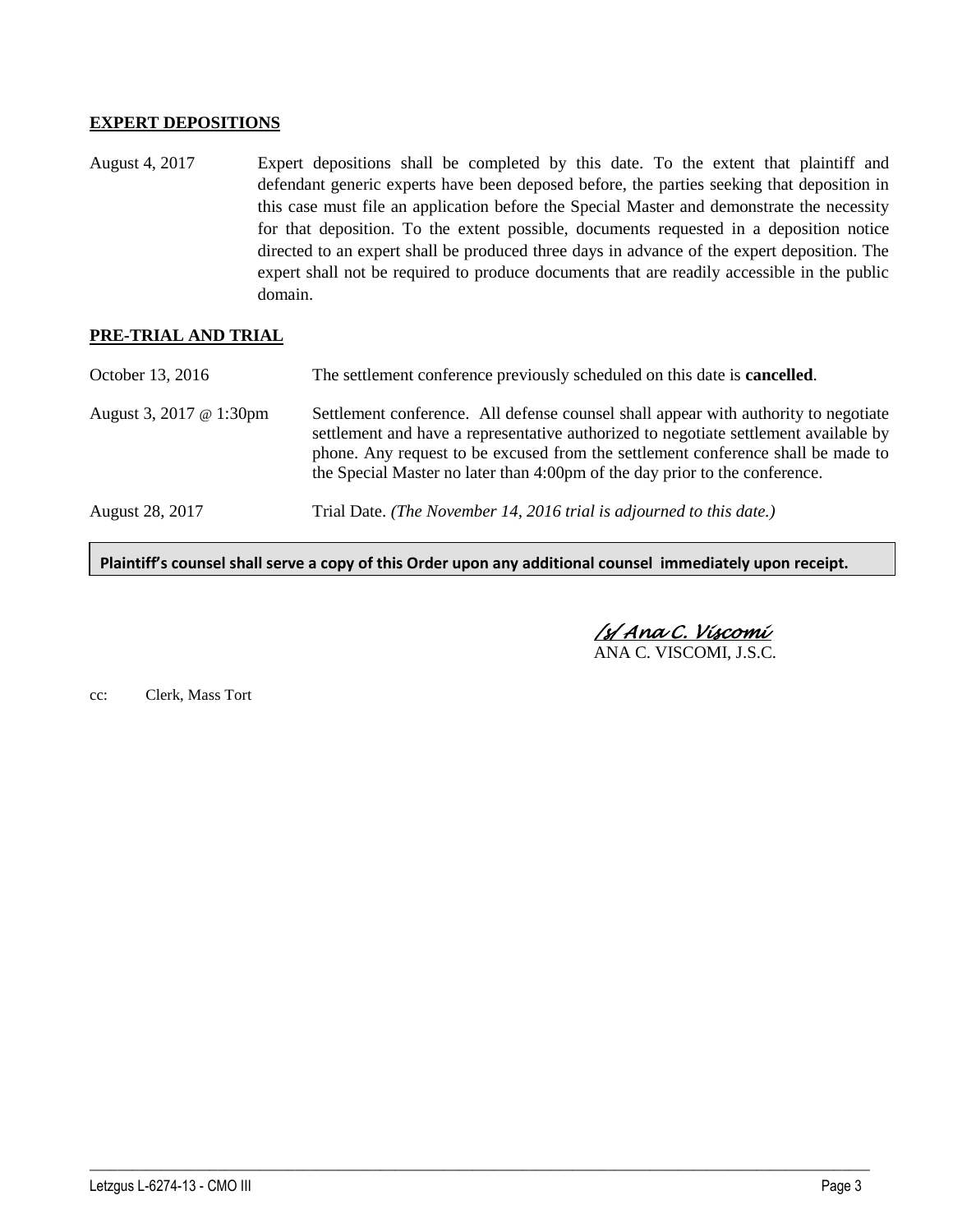**EXPERT DEPOSITIONS**

| | |
|---|---|
| August 4, 2017 | Expert depositions shall be completed by this date. To the extent that plaintiff and defendant generic experts have been deposed before, the parties seeking that deposition in this case must file an application before the Special Master and demonstrate the necessity for that deposition. To the extent possible, documents requested in a deposition notice directed to an expert shall be produced three days in advance of the expert deposition. The expert shall not be required to produce documents that are readily accessible in the public domain. |

**PRE-TRIAL AND TRIAL**

| | |
|---|---|
| October 13, 2016 | The settlement conference previously scheduled on this date is **cancelled**. |
| August 3, 2017 @ 1:30pm | Settlement conference. All defense counsel shall appear with authority to negotiate settlement and have a representative authorized to negotiate settlement available by phone. Any request to be excused from the settlement conference shall be made to the Special Master no later than 4:00pm of the day prior to the conference. |
| August 28, 2017 | Trial Date. *(The November 14, 2016 trial is adjourned to this date.)* |

**Plaintiff's counsel shall serve a copy of this Order upon any additional counsel immediately upon receipt.**

*/s/ Ana C. Viscomi*
ANA C. VISCOMI, J.S.C.

cc: Clerk, Mass Tort